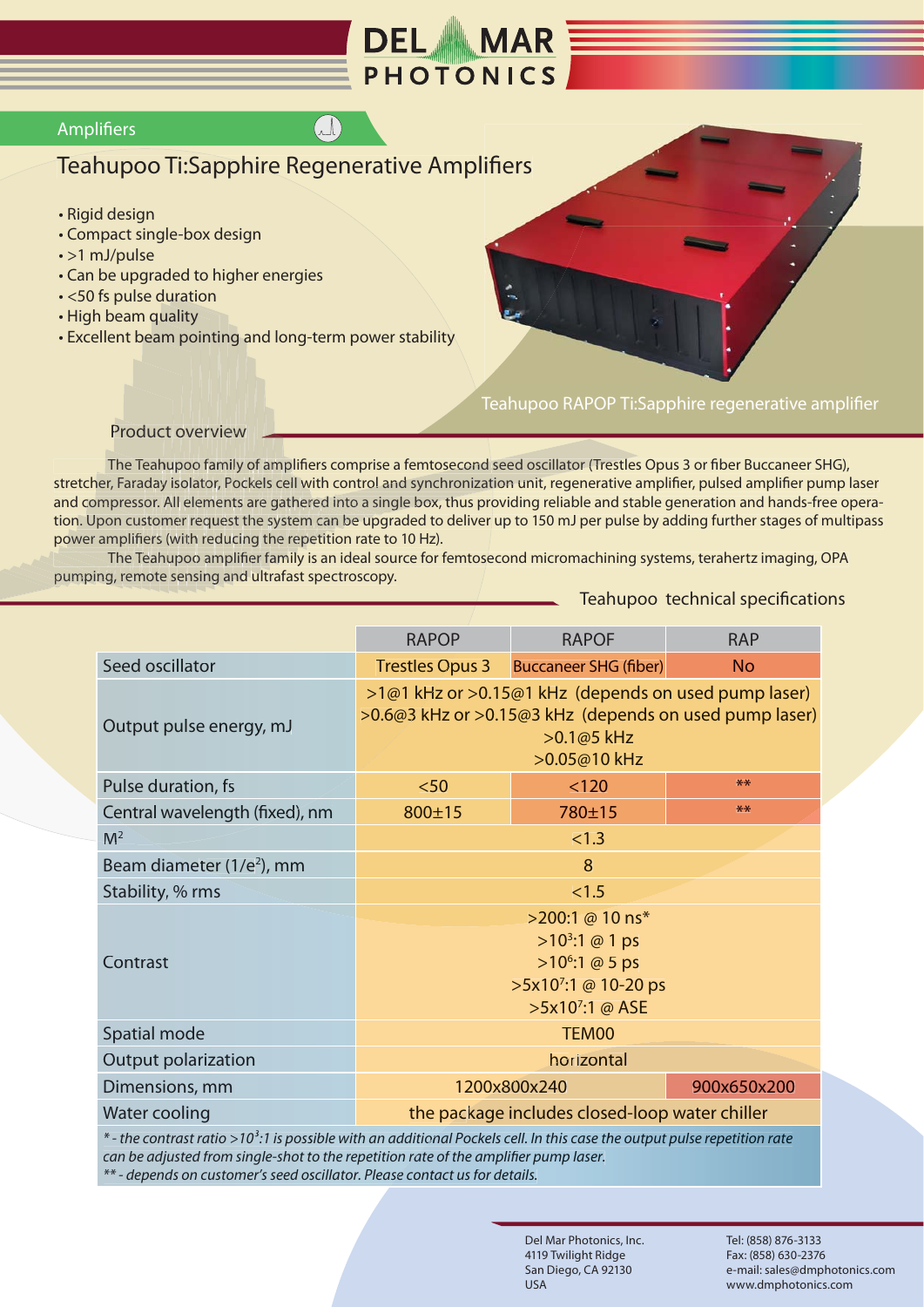DEL MAR PHOTONICS

Amplifiers

# Teahupoo Ti:Sapphire Regenerative Amplifiers

- Rigid design
- Compact single-box design
- >1 mJ/pulse
- Can be upgraded to higher energies
- <50 fs pulse duration
- High beam quality
- Excellent beam pointing and long-term power stability

Teahupoo RAPOP Ti:Sapphire regenerative amplifier

## Product overview

The Teahupoo family of amplifiers comprise a femtosecond seed oscillator (Trestles Opus 3 or fiber Buccaneer SHG), stretcher, Faraday isolator, Pockels cell with control and synchronization unit, regenerative amplifier, pulsed amplifier pump laser and compressor. All elements are gathered into a single box, thus providing reliable and stable generation and hands-free operation. Upon customer request the system can be upgraded to deliver up to 150 mJ per pulse by adding further stages of multipass power amplifiers (with reducing the repetition rate to 10 Hz).

The Teahupoo amplifier family is an ideal source for femtosecond micromachining systems, terahertz imaging, OPA pumping, remote sensing and ultrafast spectroscopy.

## Teahupoo technical specifications

| | RAPOP | RAPOF | RAP |
|---|---|---|---|
| Seed oscillator | Trestles Opus 3 | Buccaneer SHG (fiber) | No |
| Output pulse energy, mJ | >1@1 kHz or >0.15@1 kHz (depends on used pump laser)<br>>0.6@3 kHz or >0.15@3 kHz (depends on used pump laser)<br>>0.1@5 kHz<br>>0.05@10 kHz | | |
| Pulse duration, fs | <50 | <120 | ** |
| Central wavelength (fixed), nm | 800±15 | 780±15 | ** |
| $M^2$ | <1.3 | | |
| Beam diameter ($1/e^2$), mm | 8 | | |
| Stability, % rms | <1.5 | | |
| Contrast | >200:1 @ 10 ns*<br>$>10^3$:1 @ 1 ps<br>$>10^6$:1 @ 5 ps<br>$>5\times10^7$:1 @ 10-20 ps<br>$>5\times10^7$:1 @ ASE | | |
| Spatial mode | TEM00 | | |
| Output polarization | horizontal | | |
| Dimensions, mm | 1200x800x240 | | 900x650x200 |
| Water cooling | the package includes closed-loop water chiller | | |

*\* - the contrast ratio $>10^3$:1 is possible with an additional Pockels cell. In this case the output pulse repetition rate can be adjusted from single-shot to the repetition rate of the amplifier pump laser.*
*\*\* - depends on customer's seed oscillator. Please contact us for details.*

Del Mar Photonics, Inc.
4119 Twilight Ridge
San Diego, CA 92130
USA

Tel: (858) 876-3133
Fax: (858) 630-2376
e-mail: sales@dmphotonics.com
www.dmphotonics.com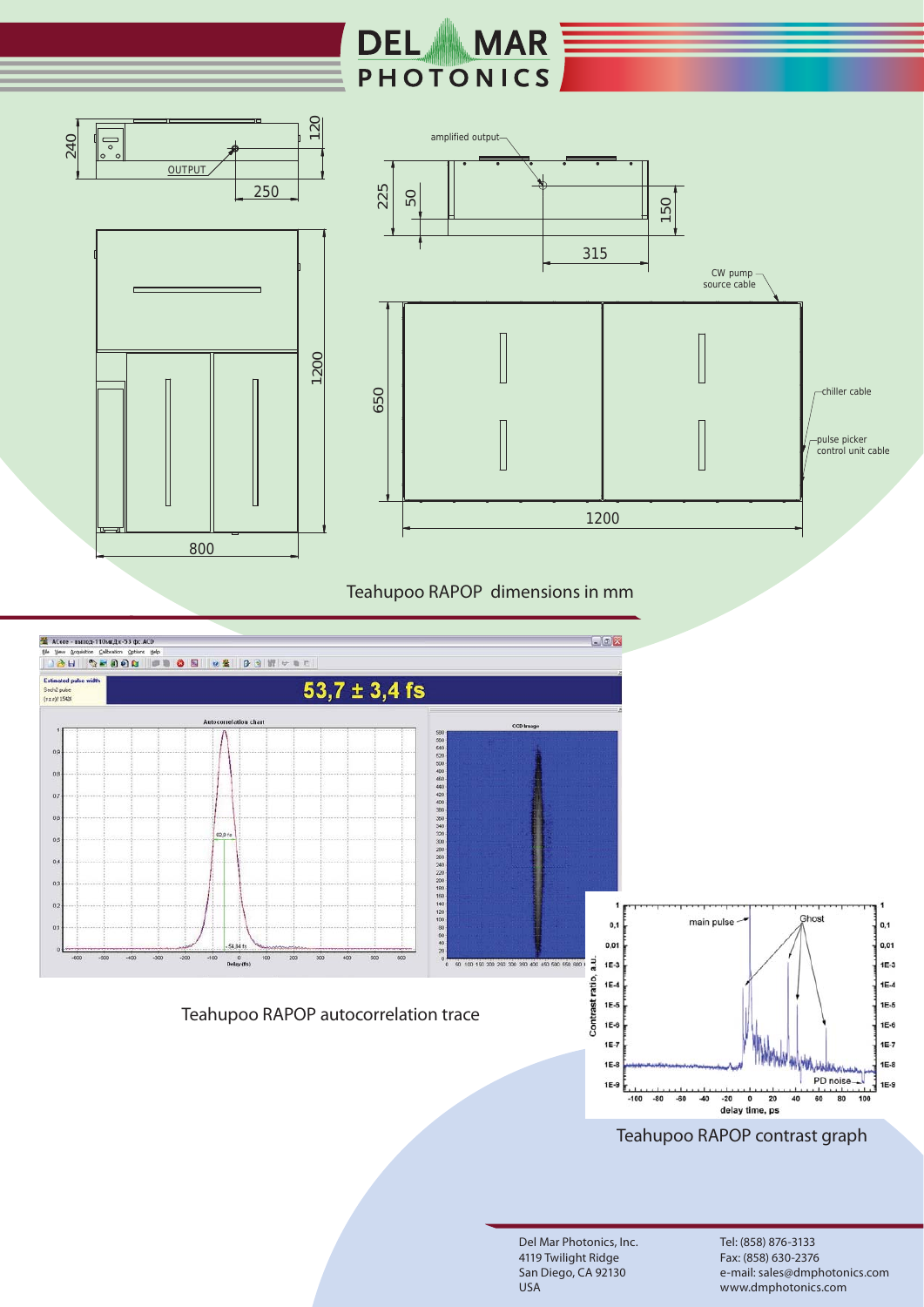240

120

OUTPUT

250

1200

800

amplified output

225

50

150

315

CW pump source cable

650

chiller cable

pulse picker control unit cable

1200

Teahupoo RAPOP dimensions in mm

53,7 ± 3,4 fs

Autocorrelation chart

CCD image

Delay (fs)

Teahupoo RAPOP autocorrelation trace

main pulse

Ghost

PD noise

Contrast ratio, a.u.

delay time, ps

Teahupoo RAPOP contrast graph

Del Mar Photonics, Inc.
4119 Twilight Ridge
San Diego, CA 92130
USA

Tel: (858) 876-3133
Fax: (858) 630-2376
e-mail: sales@dmphotonics.com
www.dmphotonics.com